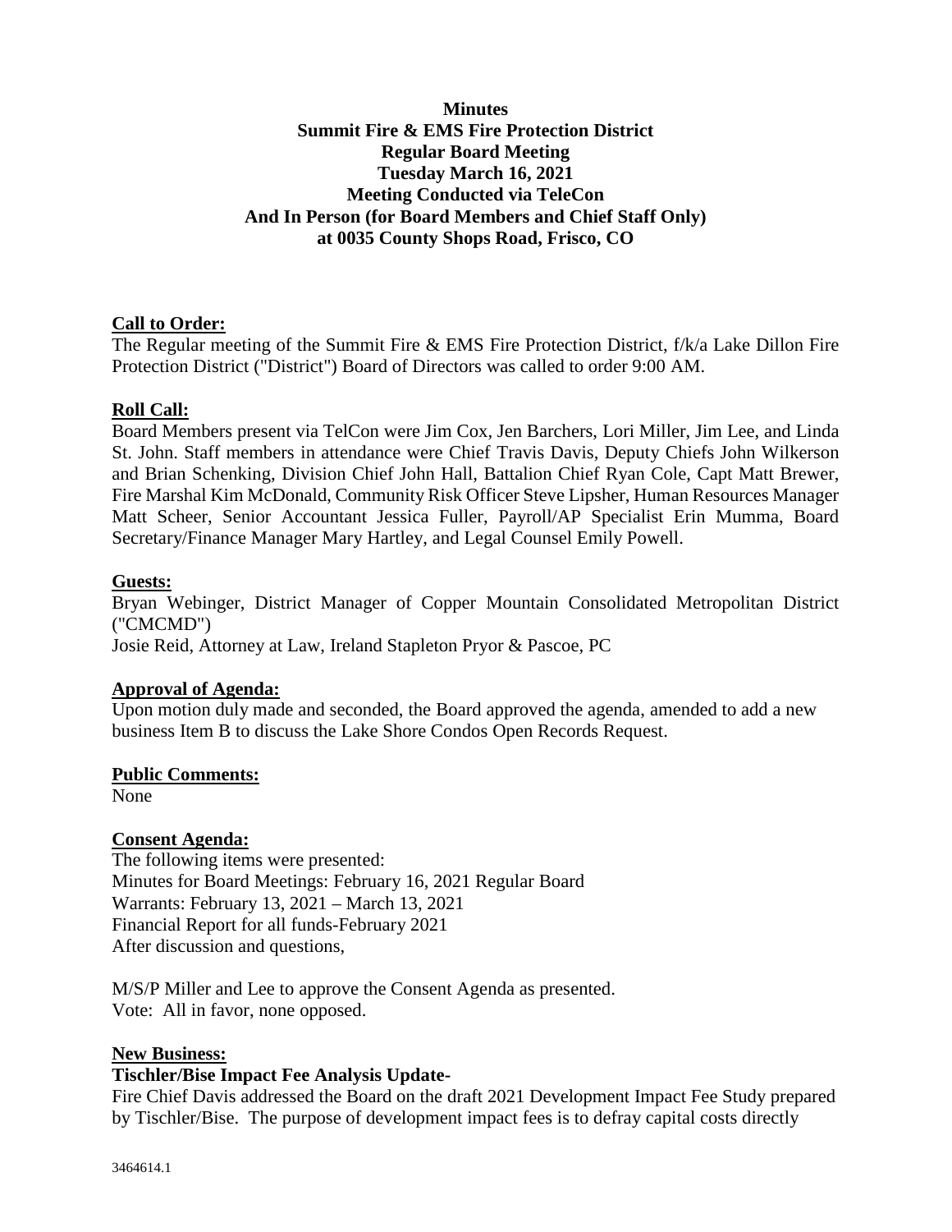**Minutes**
**Summit Fire & EMS Fire Protection District**
**Regular Board Meeting**
**Tuesday March 16, 2021**
**Meeting Conducted via TeleCon**
**And In Person (for Board Members and Chief Staff Only)**
**at 0035 County Shops Road, Frisco, CO**

## Call to Order:

The Regular meeting of the Summit Fire & EMS Fire Protection District, f/k/a Lake Dillon Fire Protection District ("District") Board of Directors was called to order 9:00 AM.

## Roll Call:

Board Members present via TelCon were Jim Cox, Jen Barchers, Lori Miller, Jim Lee, and Linda St. John. Staff members in attendance were Chief Travis Davis, Deputy Chiefs John Wilkerson and Brian Schenking, Division Chief John Hall, Battalion Chief Ryan Cole, Capt Matt Brewer, Fire Marshal Kim McDonald, Community Risk Officer Steve Lipsher, Human Resources Manager Matt Scheer, Senior Accountant Jessica Fuller, Payroll/AP Specialist Erin Mumma, Board Secretary/Finance Manager Mary Hartley, and Legal Counsel Emily Powell.

## Guests:

Bryan Webinger, District Manager of Copper Mountain Consolidated Metropolitan District ("CMCMD")
Josie Reid, Attorney at Law, Ireland Stapleton Pryor & Pascoe, PC

## Approval of Agenda:

Upon motion duly made and seconded, the Board approved the agenda, amended to add a new business Item B to discuss the Lake Shore Condos Open Records Request.

## Public Comments:

None

## Consent Agenda:

The following items were presented:
Minutes for Board Meetings: February 16, 2021 Regular Board
Warrants: February 13, 2021 – March 13, 2021
Financial Report for all funds-February 2021
After discussion and questions,

M/S/P Miller and Lee to approve the Consent Agenda as presented.
Vote: All in favor, none opposed.

## New Business:

### Tischler/Bise Impact Fee Analysis Update-

Fire Chief Davis addressed the Board on the draft 2021 Development Impact Fee Study prepared by Tischler/Bise. The purpose of development impact fees is to defray capital costs directly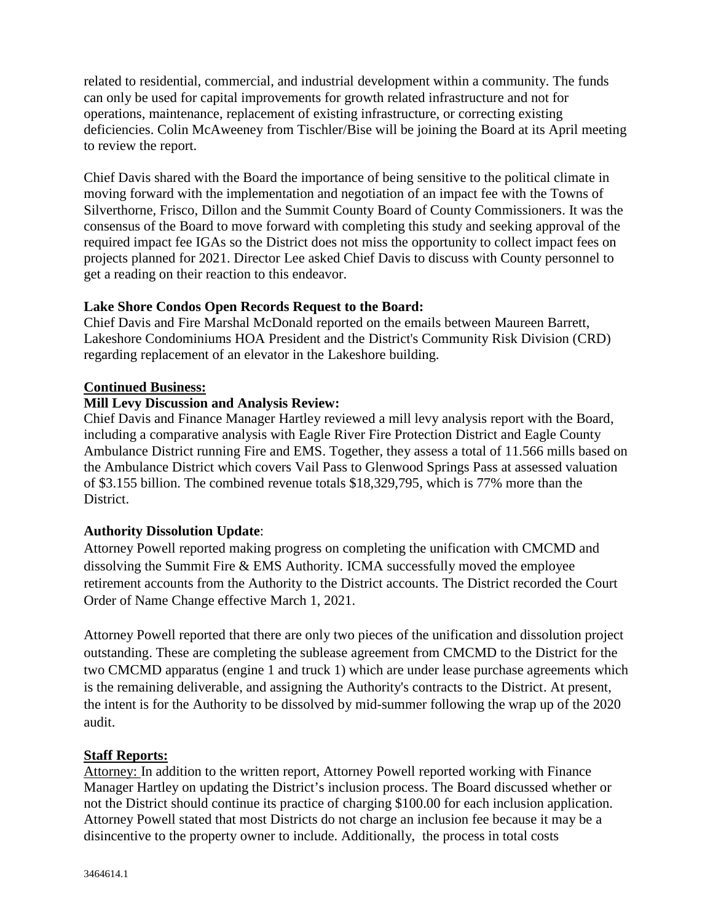related to residential, commercial, and industrial development within a community. The funds can only be used for capital improvements for growth related infrastructure and not for operations, maintenance, replacement of existing infrastructure, or correcting existing deficiencies. Colin McAweeney from Tischler/Bise will be joining the Board at its April meeting to review the report.

Chief Davis shared with the Board the importance of being sensitive to the political climate in moving forward with the implementation and negotiation of an impact fee with the Towns of Silverthorne, Frisco, Dillon and the Summit County Board of County Commissioners. It was the consensus of the Board to move forward with completing this study and seeking approval of the required impact fee IGAs so the District does not miss the opportunity to collect impact fees on projects planned for 2021. Director Lee asked Chief Davis to discuss with County personnel to get a reading on their reaction to this endeavor.

**Lake Shore Condos Open Records Request to the Board:**
Chief Davis and Fire Marshal McDonald reported on the emails between Maureen Barrett, Lakeshore Condominiums HOA President and the District's Community Risk Division (CRD) regarding replacement of an elevator in the Lakeshore building.

**Continued Business:**

**Mill Levy Discussion and Analysis Review:**
Chief Davis and Finance Manager Hartley reviewed a mill levy analysis report with the Board, including a comparative analysis with Eagle River Fire Protection District and Eagle County Ambulance District running Fire and EMS. Together, they assess a total of 11.566 mills based on the Ambulance District which covers Vail Pass to Glenwood Springs Pass at assessed valuation of $3.155 billion. The combined revenue totals $18,329,795, which is 77% more than the District.

**Authority Dissolution Update**:
Attorney Powell reported making progress on completing the unification with CMCMD and dissolving the Summit Fire & EMS Authority. ICMA successfully moved the employee retirement accounts from the Authority to the District accounts. The District recorded the Court Order of Name Change effective March 1, 2021.

Attorney Powell reported that there are only two pieces of the unification and dissolution project outstanding. These are completing the sublease agreement from CMCMD to the District for the two CMCMD apparatus (engine 1 and truck 1) which are under lease purchase agreements which is the remaining deliverable, and assigning the Authority's contracts to the District. At present, the intent is for the Authority to be dissolved by mid-summer following the wrap up of the 2020 audit.

**Staff Reports:**

Attorney: In addition to the written report, Attorney Powell reported working with Finance Manager Hartley on updating the District's inclusion process. The Board discussed whether or not the District should continue its practice of charging $100.00 for each inclusion application. Attorney Powell stated that most Districts do not charge an inclusion fee because it may be a disincentive to the property owner to include. Additionally, the process in total costs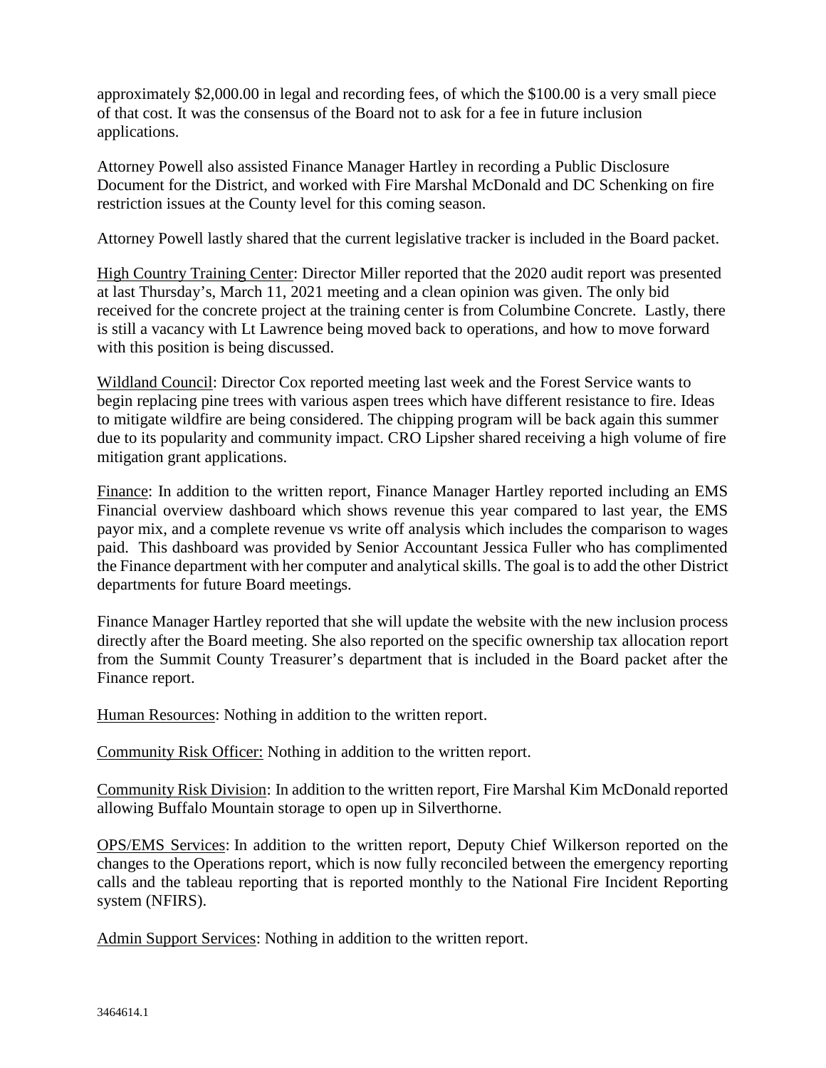approximately $2,000.00 in legal and recording fees, of which the $100.00 is a very small piece of that cost. It was the consensus of the Board not to ask for a fee in future inclusion applications.

Attorney Powell also assisted Finance Manager Hartley in recording a Public Disclosure Document for the District, and worked with Fire Marshal McDonald and DC Schenking on fire restriction issues at the County level for this coming season.

Attorney Powell lastly shared that the current legislative tracker is included in the Board packet.

<u>High Country Training Center</u>: Director Miller reported that the 2020 audit report was presented at last Thursday's, March 11, 2021 meeting and a clean opinion was given. The only bid received for the concrete project at the training center is from Columbine Concrete. Lastly, there is still a vacancy with Lt Lawrence being moved back to operations, and how to move forward with this position is being discussed.

<u>Wildland Council</u>: Director Cox reported meeting last week and the Forest Service wants to begin replacing pine trees with various aspen trees which have different resistance to fire. Ideas to mitigate wildfire are being considered. The chipping program will be back again this summer due to its popularity and community impact. CRO Lipsher shared receiving a high volume of fire mitigation grant applications.

<u>Finance</u>: In addition to the written report, Finance Manager Hartley reported including an EMS Financial overview dashboard which shows revenue this year compared to last year, the EMS payor mix, and a complete revenue vs write off analysis which includes the comparison to wages paid. This dashboard was provided by Senior Accountant Jessica Fuller who has complimented the Finance department with her computer and analytical skills. The goal is to add the other District departments for future Board meetings.

Finance Manager Hartley reported that she will update the website with the new inclusion process directly after the Board meeting. She also reported on the specific ownership tax allocation report from the Summit County Treasurer's department that is included in the Board packet after the Finance report.

<u>Human Resources</u>: Nothing in addition to the written report.

<u>Community Risk Officer:</u> Nothing in addition to the written report.

<u>Community Risk Division</u>: In addition to the written report, Fire Marshal Kim McDonald reported allowing Buffalo Mountain storage to open up in Silverthorne.

<u>OPS/EMS Services</u>: In addition to the written report, Deputy Chief Wilkerson reported on the changes to the Operations report, which is now fully reconciled between the emergency reporting calls and the tableau reporting that is reported monthly to the National Fire Incident Reporting system (NFIRS).

<u>Admin Support Services</u>: Nothing in addition to the written report.

3464614.1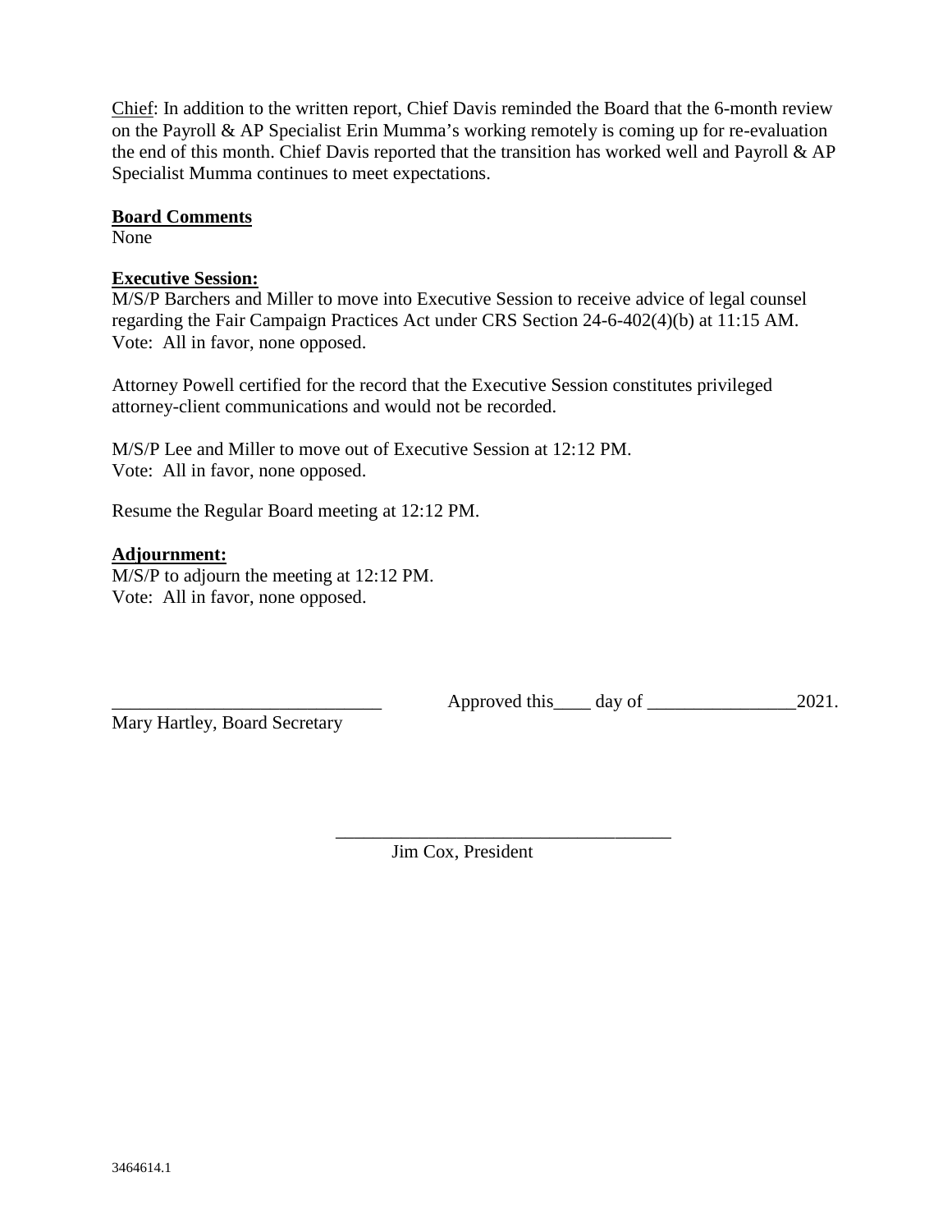Chief: In addition to the written report, Chief Davis reminded the Board that the 6-month review on the Payroll & AP Specialist Erin Mumma's working remotely is coming up for re-evaluation the end of this month. Chief Davis reported that the transition has worked well and Payroll & AP Specialist Mumma continues to meet expectations.

**Board Comments**

None

**Executive Session:**

M/S/P Barchers and Miller to move into Executive Session to receive advice of legal counsel regarding the Fair Campaign Practices Act under CRS Section 24-6-402(4)(b) at 11:15 AM.
Vote: All in favor, none opposed.

Attorney Powell certified for the record that the Executive Session constitutes privileged attorney-client communications and would not be recorded.

M/S/P Lee and Miller to move out of Executive Session at 12:12 PM.
Vote: All in favor, none opposed.

Resume the Regular Board meeting at 12:12 PM.

**Adjournment:**

M/S/P to adjourn the meeting at 12:12 PM.
Vote: All in favor, none opposed.

_____________________________ Approved this____ day of ________________2021.
Mary Hartley, Board Secretary

____________________________________
Jim Cox, President

3464614.1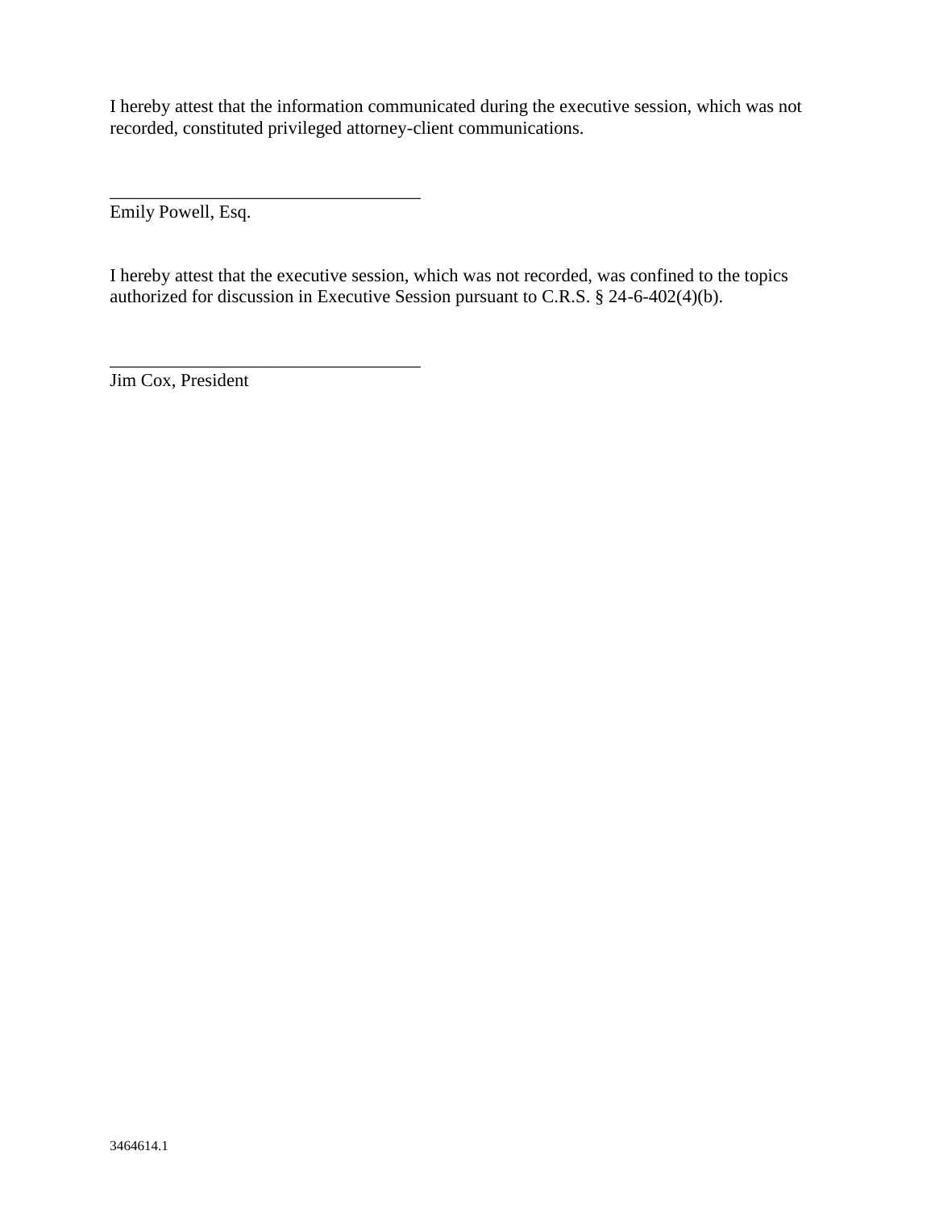I hereby attest that the information communicated during the executive session, which was not recorded, constituted privileged attorney-client communications.

___________________________________

Emily Powell, Esq.

I hereby attest that the executive session, which was not recorded, was confined to the topics authorized for discussion in Executive Session pursuant to C.R.S. § 24-6-402(4)(b).

___________________________________

Jim Cox, President

3464614.1